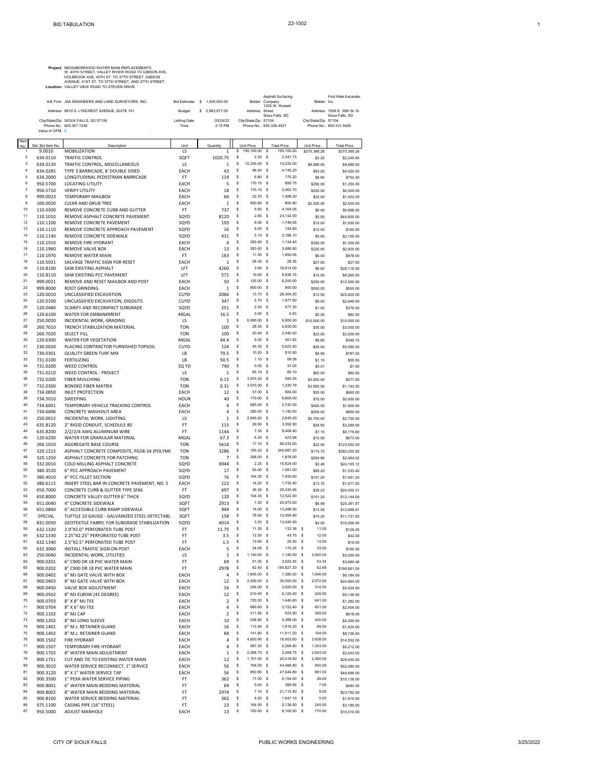# BID TABULATION

22-1002

**Project:** NEIGHBORHOOD WATER MAIN REPLACEMENTS W. 40TH STREET, VALLEY RIVEW ROAD TO GIBSON AVE, HOLBROOK AVE, 40TH ST. TO 37TH STREET, GIBSON AVENUE, 41ST ST. TO 37TH STREET, AND 37TH STREET,
**Location:** VALLEY VIEW ROAD TO STEVEN DRIVE

A/E Firm: JSA ENGINEERS AND LAND SURVEYORS, INC.
Address: 6810 S. LYNCREST AVENUE, SUITE 101
City/State/Zip: SIOUX FALLS, SD 57106
Phone No.: 605.367.1036
Value of OFM: $

Bid Estimate: $ 1,500,000.00
Budget: $ 2,983,977.00
Letting Date: 03/24/22
Time: 2:15 PM

Bidder: Asphalt Surfacing Company
Address: 1205 W. Russell Street, Sioux Falls, SD
City/State/Zip: 57104
Phone No.: 605.338.4921

Bidder: First Rate Excavate, Inc.
Address: 1509 E. 39th St. N. Sioux Falls, SD
City/State/Zip: 57104
Phone No.: 605.331.5626

| Item No. | Std. Bid Item No. | Description | Unit | Quantity | Asphalt Surfacing Company Unit Price | Asphalt Surfacing Company Total Price | First Rate Excavate, Inc. Unit Price | First Rate Excavate, Inc. Total Price |
|---|---|---|---|---|---|---|---|---|
| 1 | 9.0010 | MOBILIZATION | LS | 1 | $ 195,100.00 | $ 195,100.00 | $270,388.26 | $270,388.26 |
| 2 | 634.0110 | TRAFFIC CONTROL | SQFT | 1020.75 | $ 2.30 | $ 2,347.73 | $2.20 | $2,245.65 |
| 3 | 634.0120 | TRAFFIC CONTROL, MISCELLANEOUS | LS | 1 | $ 10,335.00 | $ 10,335.00 | $9,988.00 | $9,988.00 |
| 4 | 634.0285 | TYPE 3 BARRICADE, 8' DOUBLE SIDED | EACH | 43 | $ 96.40 | $ 4,145.20 | $93.50 | $4,020.50 |
| 5 | 634.2000 | LONGITUDINAL PEDESTRIAN BARRICADE | FT | 114 | $ 6.80 | $ 775.20 | $6.60 | $752.40 |
| 6 | 950.5700 | LOCATING UTILITY | EACH | 5 | $ 170.15 | $ 850.75 | $250.00 | $1,250.00 |
| 7 | 950.5710 | VERIFY UTILITY | EACH | 18 | $ 170.15 | $ 3,062.70 | $250.00 | $4,500.00 |
| 8 | 999.0023 | TEMPORARY MAILBOX | EACH | 66 | $ 22.70 | $ 1,498.20 | $22.00 | $1,452.00 |
| 9 | 100.0020 | CLEAR AND GRUB TREE | EACH | 1 | $ 850.80 | $ 850.80 | $2,500.00 | $2,500.00 |
| 10 | 110.0300 | REMOVE CONCRETE CURB AND GUTTER | FT | 737 | $ 5.65 | $ 4,164.05 | $8.00 | $5,896.00 |
| 11 | 110.1010 | REMOVE ASPHALT CONCRETE PAVEMENT | SQYD | 8120 | $ 2.85 | $ 23,142.00 | $5.00 | $40,600.00 |
| 12 | 110.1100 | REMOVE CONCRETE PAVEMENT | SQYD | 193 | $ 9.05 | $ 1,746.65 | $10.00 | $1,930.00 |
| 13 | 110.1110 | REMOVE CONCRETE APPROACH PAVEMENT | SQYD | 16 | $ 9.05 | $ 144.80 | $10.00 | $160.00 |
| 14 | 110.1140 | REMOVE CONCRETE SIDEWALK | SQYD | 431 | $ 5.10 | $ 2,198.10 | $5.00 | $2,155.00 |
| 15 | 110.1910 | REMOVE FIRE HYDRANT | EACH | 4 | $ 283.60 | $ 1,134.40 | $300.00 | $1,200.00 |
| 16 | 110.1960 | REMOVE VALVE BOX | EACH | 13 | $ 283.60 | $ 3,686.80 | $225.00 | $2,925.00 |
| 17 | 110.1970 | REMOVE WATER MAIN | FT | 163 | $ 11.35 | $ 1,850.05 | $6.00 | $978.00 |
| 18 | 110.5021 | SALVAGE TRAFFIC SIGN FOR RESET | EACH | 1 | $ 28.35 | $ 28.35 | $27.50 | $27.50 |
| 19 | 110.8100 | SAW EXISTING ASPHALT | LFT | 4260 | $ 3.90 | $ 16,614.00 | $6.60 | $28,116.00 |
| 20 | 110.8110 | SAW EXISTING PCC PAVEMENT | LFT | 571 | $ 15.65 | $ 8,936.15 | $15.00 | $8,565.00 |
| 21 | 999.0021 | REMOVE AND RESET MAILBOX AND POST | EACH | 50 | $ 125.00 | $ 6,250.00 | $250.00 | $12,500.00 |
| 22 | 999.8000 | ROOT GRINDING | EACH | 1 | $ 800.00 | $ 800.00 | $500.00 | $500.00 |
| 23 | 120.0010 | UNCLASSIFIED EXCAVATION | CUYD | 2066 | $ 13.70 | $ 28,304.20 | $12.50 | $25,825.00 |
| 24 | 120.0100 | UNCLASSIFIED EXCAVATION, DIGOUTS | CUYD | 347 | $ 5.70 | $ 1,977.90 | $8.50 | $2,949.50 |
| 25 | 120.0480 | SCARIFY AND RECOMPACT SUBGRADE | SQYD | 251 | $ 2.30 | $ 577.30 | $1.50 | $376.50 |
| 26 | 120.6100 | WATER FOR EMBANKMENT | MGAL | 16.5 | $ 0.05 | $ 0.83 | $5.00 | $82.50 |
| 27 | 250.0020 | INCIDENTAL WORK, GRADING | LS | 1 | $ 6,900.00 | $ 6,900.00 | $10,000.00 | $10,000.00 |
| 28 | 260.7010 | TRENCH STABILIZATION MATERIAL | TON | 100 | $ 28.35 | $ 2,835.00 | $30.00 | $3,000.00 |
| 29 | 260.7020 | SELECT FILL | TON | 100 | $ 20.40 | $ 2,040.00 | $22.00 | $2,200.00 |
| 30 | 120.6300 | WATER FOR VEGETATION | MGAL | 44.4 | $ 9.05 | $ 401.82 | $8.80 | $390.72 |
| 31 | 230.0020 | PLACING CONTRACTOR FURNISHED TOPSOIL | CUYD | 124 | $ 45.35 | $ 5,623.40 | $45.00 | $5,580.00 |
| 32 | 730.0301 | QUALITY GREEN TURF MIX | LB | 79.5 | $ 10.20 | $ 810.90 | $9.90 | $787.05 |
| 33 | 731.0100 | FERTILIZING | LB | 50.5 | $ 1.15 | $ 58.08 | $1.10 | $55.55 |
| 34 | 731.0200 | WEED CONTROL | SQ YD | 740 | $ 0.05 | $ 37.00 | $0.01 | $7.40 |
| 35 | 731.0210 | WEED CONTROL - PROJECT | LS | 1 | $ 85.10 | $ 85.10 | $82.50 | $82.50 |
| 36 | 732.0200 | FIBER MULCHING | TON | 0.15 | $ 3,970.30 | $ 595.55 | $3,850.00 | $577.50 |
| 37 | 732.0300 | BONDED FIBER MATRIX | TON | 0.31 | $ 3,970.30 | $ 1,230.79 | $3,850.00 | $1,193.50 |
| 38 | 734.0850 | INLET PROTECTION | EACH | 12 | $ 57.00 | $ 684.00 | $55.00 | $660.00 |
| 39 | 734.5010 | SWEEPING | HOUR | 40 | $ 170.00 | $ 6,800.00 | $75.00 | $3,000.00 |
| 40 | 734.6001 | TEMPORARY VEHICLE TRACKING CONTROL | EACH | 4 | $ 685.00 | $ 2,740.00 | $400.00 | $1,600.00 |
| 41 | 734.6006 | CONCRETE WASHOUT AREA | EACH | 4 | $ 285.00 | $ 1,140.00 | $200.00 | $800.00 |
| 42 | 250.0015 | INCIDENTAL WORK, LIGHTING | LS | 1 | $ 2,845.00 | $ 2,845.00 | $2,750.00 | $2,750.00 |
| 43 | 635.8120 | 2" RIGID CONDUIT, SCHEDULE 80 | FT | 115 | $ 29.50 | $ 3,392.50 | $28.60 | $3,289.00 |
| 44 | 635.8200 | 2/2/2/4 AWG ALUMINUM WIRE | FT | 1144 | $ 7.35 | $ 8,408.40 | $7.15 | $8,179.60 |
| 45 | 120.6200 | WATER FOR GRANULAR MATERIAL | MGAL | 67.3 | $ 6.30 | $ 423.99 | $10.00 | $673.00 |
| 46 | 260.1010 | AGGREGATE BASE COURSE | TON | 5616 | $ 17.10 | $ 96,033.60 | $22.00 | $123,552.00 |
| 47 | 320.1215 | ASPHALT CONCRETE COMPOSITE, PG58-34 (POLYME | TON | 3286 | $ 105.20 | $ 345,687.20 | $115.72 | $380,255.92 |
| 48 | 320.1250 | ASPHALT CONCRETE FOR PATCHING | TON | 7 | $ 268.00 | $ 1,876.00 | $294.86 | $2,064.02 |
| 49 | 332.0010 | COLD MILLING ASPHALT CONCRETE | SQYD | 6944 | $ 2.25 | $ 15,624.00 | $3.48 | $24,165.12 |
| 50 | 380.3520 | 6" PCC APPROACH PAVEMENT | SQYD | 17 | $ 93.00 | $ 1,581.00 | $90.20 | $1,533.40 |
| 51 | 380.4010 | 6" PCC FILLET SECTION | SQYD | 76 | $ 104.35 | $ 7,930.60 | $101.20 | $7,691.20 |
| 52 | 380.6115 | INSERT STEEL BAR IN CONCRETE PAVEMENT, NO. 5 | EACH | 122 | $ 14.20 | $ 1,732.40 | $13.75 | $1,677.50 |
| 53 | 650.7000 | CONCRETE CURB & GUTTER TYPE SF66 | FT | 697 | $ 36.35 | $ 25,335.95 | $35.23 | $24,555.31 |
| 54 | 650.8000 | CONCRETE VALLEY GUTTER 6" THICK | SQYD | 120 | $ 104.35 | $ 12,522.00 | $101.20 | $12,144.00 |
| 55 | 651.0040 | 4" CONCRETE SIDEWALK | SQFT | 2913 | $ 7.20 | $ 20,973.60 | $6.99 | $20,361.87 |
| 56 | 651.0860 | 6" ACCESSIBLE CURB RAMP SIDEWALK | SQFT | 949 | $ 14.00 | $ 13,286.00 | $13.59 | $12,896.91 |
| 57 | SPECIAL | TUFTILE 10 GAUGE - GALVANIZED STEEL DETECTABL | SQFT | 158 | $ 76.55 | $ 12,094.90 | $74.25 | $11,731.50 |
| 58 | 831.0050 | GEOTEXTILE FABRIC FOR SUBGRADE STABILIZATION | SQYD | 4014 | $ 3.25 | $ 13,045.50 | $4.00 | $16,056.00 |
| 59 | 632.1320 | 2.0"X2.0" PERFORATED TUBE POST | FT | 11.75 | $ 11.35 | $ 133.36 | $ 11.00 | $129.25 |
| 60 | 632.1330 | 2.25"X2.25" PERFORATED TUBE POST | FT | 3.5 | $ 12.50 | $ 43.75 | $ 12.00 | $42.00 |
| 61 | 632.1340 | 2.5"X2.5" PERFORATED TUBE POST | FT | 1.5 | $ 13.60 | $ 20.40 | $ 13.00 | $19.50 |
| 62 | 632.3060 | INSTALL TRAFFIC SIGN ON POST | EACH | 5 | $ 34.05 | $ 170.25 | $ 33.00 | $165.00 |
| 63 | 250.0040 | INCIDENTAL WORK, UTILITIES | LS | 1 | $ 1,140.00 | $ 1,140.00 | $ 3,000.00 | $3,000.00 |
| 64 | 900.0201 | 6" C900 DR 18 PVC WATER MAIN | FT | 69 | $ 51.05 | $ 3,522.45 | $ 53.34 | $3,680.46 |
| 65 | 900.0202 | 8" C900 DR 18 PVC WATER MAIN | FT | 2978 | $ 62.40 | $ 185,827.20 | $ 62.68 | $186,661.04 |
| 66 | 900.0402 | 6" MJ GATE VALVE WITH BOX | EACH | 4 | $ 1,845.00 | $ 7,380.00 | $ 1,546.00 | $6,184.00 |
| 67 | 900.0403 | 8" MJ GATE VALVE WITH BOX | EACH | 12 | $ 2,500.00 | $ 30,000.00 | $ 2,072.00 | $24,864.00 |
| 68 | 900.0450 | VALVE BOX ADJUSTMENT | EACH | 16 | $ 245.00 | $ 3,920.00 | $ 314.00 | $5,024.00 |
| 69 | 900.0502 | 8" MJ ELBOW (45 DEGREE) | EACH | 12 | $ 510.45 | $ 6,125.40 | $ 429.00 | $5,148.00 |
| 70 | 900.0703 | 8" X 8" MJ TEE | EACH | 2 | $ 720.30 | $ 1,440.60 | $ 641.00 | $1,282.00 |
| 71 | 900.0704 | 8" X 6" MJ TEE | EACH | 4 | $ 680.60 | $ 2,722.40 | $ 601.00 | $2,404.00 |
| 72 | 900.1102 | 8" MJ CAP | EACH | 2 | $ 311.95 | $ 623.90 | $ 309.00 | $618.00 |
| 73 | 900.1202 | 8" MJ LONG SLEEVE | EACH | 10 | $ 538.80 | $ 5,388.00 | $ 430.00 | $4,300.00 |
| 74 | 900.1401 | 6" M.J. RETAINER GLAND | EACH | 16 | $ 113.45 | $ 1,815.20 | $ 89.00 | $1,424.00 |
| 75 | 900.1402 | 8" M.J. RETAINER GLAND | EACH | 84 | $ 141.80 | $ 11,911.20 | $ 104.00 | $8,736.00 |
| 76 | 900.1502 | FIRE HYDRANT | EACH | 4 | $ 4,650.90 | $ 18,603.60 | $ 3,638.00 | $14,552.00 |
| 77 | 900.1507 | TEMPORARY FIRE HYDRANT | EACH | 4 | $ 567.20 | $ 2,268.80 | $ 1,303.00 | $5,212.00 |
| 78 | 900.1702 | 8" WATER MAIN ADJUSTMENT | EACH | 1 | $ 2,268.75 | $ 2,268.75 | $ 2,643.00 | $2,643.00 |
| 79 | 900.1751 | CUT AND TIE TO EXISTING WATER MAIN | EACH | 12 | $ 1,701.55 | $ 20,418.60 | $ 2,450.00 | $29,400.00 |
| 80 | 900.3010 | WATER SERVICE RECONNECT, 1" SERVICE | EACH | 56 | $ 794.05 | $ 44,466.80 | $ 930.00 | $52,080.00 |
| 81 | 900.3120 | 8" X 1" WATER SERVICE TAP | EACH | 56 | $ 850.80 | $ 47,644.80 | $ 891.00 | $49,896.00 |
| 82 | 900.3500 | 1" PEXA WATER SERVICE PIPING | FT | 362 | $ 17.00 | $ 6,154.00 | $ 28.00 | $10,136.00 |
| 83 | 900.8001 | 6" WATER MAIN BEDDING MATERIAL | FT | 69 | $ 5.65 | $ 389.85 | $ 7.00 | $483.00 |
| 84 | 900.8002 | 8" WATER MAIN BEDDING MATERIAL | FT | 2974 | $ 7.10 | $ 21,115.40 | $ 8.00 | $23,792.00 |
| 85 | 900.8100 | WATER SERVICE BEDDING MATERIAL | FT | 362 | $ 4.55 | $ 1,647.10 | $ 5.00 | $1,810.00 |
| 86 | 975.1100 | CASING PIPE (16" STEEL) | FT | 13 | $ 164.50 | $ 2,138.50 | $ 245.00 | $3,185.00 |
| 87 | 950.5000 | ADJUST MANHOLE | EACH | 13 | $ 700.00 | $ 9,100.00 | $ 770.00 | $10,010.00 |

CITY OF SIOUX FALLS — PUBLIC WORKS ENGINEERING — 3/25/2022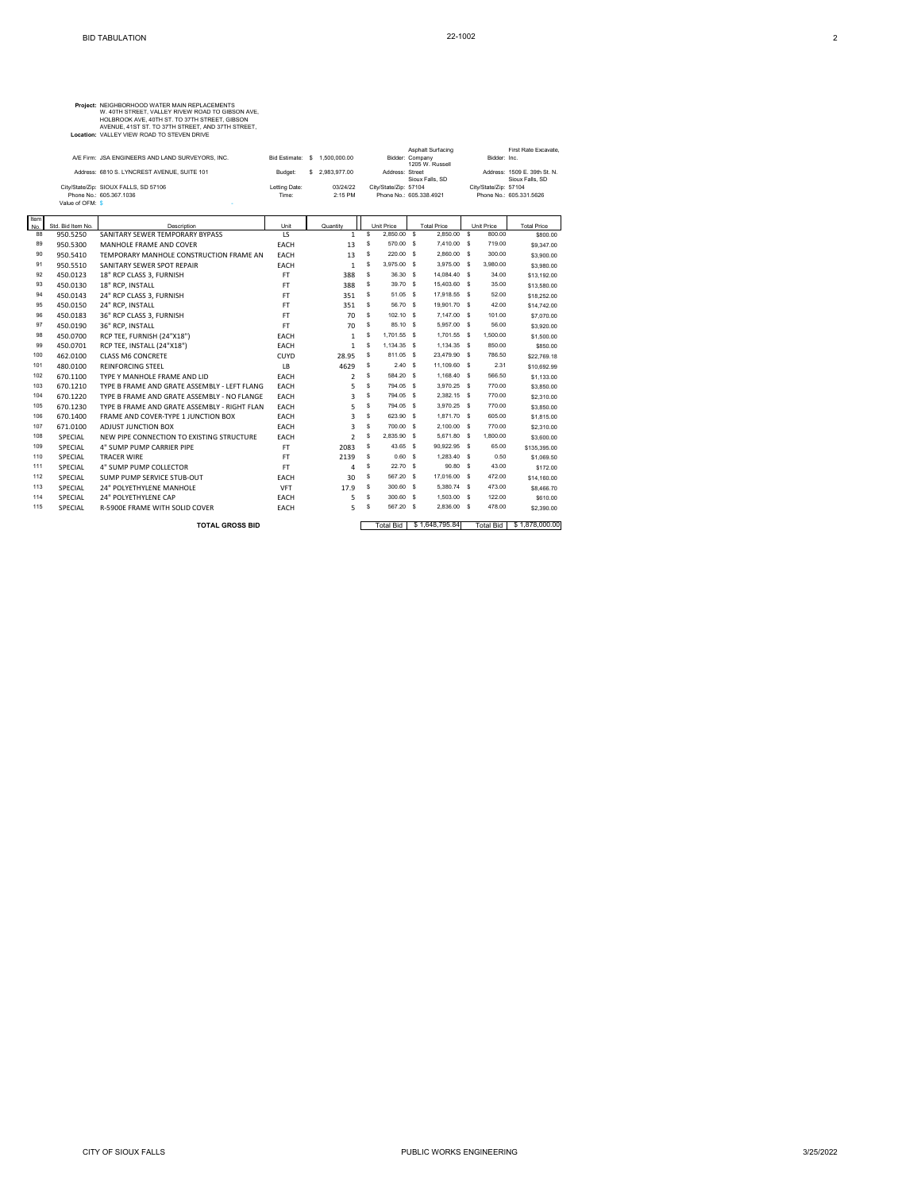BID TABULATION

22-1002

**Project:** NEIGHBORHOOD WATER MAIN REPLACEMENTS W. 40TH STREET, VALLEY RIVEW ROAD TO GIBSON AVE, HOLBROOK AVE, 40TH ST. TO 37TH STREET, GIBSON AVENUE, 41ST ST. TO 37TH STREET, AND 37TH STREET,
**Location:** VALLEY VIEW ROAD TO STEVEN DRIVE

A/E Firm: JSA ENGINEERS AND LAND SURVEYORS, INC.
Address: 6810 S. LYNCREST AVENUE, SUITE 101
City/State/Zip: SIOUX FALLS, SD 57106
Phone No.: 605.367.1036
Value of OFM: $

Bid Estimate: $ 1,500,000.00
Budget: $ 2,983,977.00
Letting Date: 03/24/22
Time: 2:15 PM

Bidder: Asphalt Surfacing Company
Address: 1205 W. Russell Street Sioux Falls, SD
City/State/Zip: 57104
Phone No.: 605.338.4921

Bidder: First Rate Excavate, Inc.
Address: 1509 E. 39th St. N. Sioux Falls, SD
City/State/Zip: 57104
Phone No.: 605.331.5626

| Item No. | Std. Bid Item No. | Description | Unit | Quantity | Asphalt Surfacing Company Unit Price | Total Price | First Rate Excavate, Inc. Unit Price | Total Price |
|---|---|---|---|---|---|---|---|---|
| 88 | 950.5250 | SANITARY SEWER TEMPORARY BYPASS | LS | 1 | $ 2,850.00 | $ 2,850.00 | $ 800.00 | $800.00 |
| 89 | 950.5300 | MANHOLE FRAME AND COVER | EACH | 13 | $ 570.00 | $ 7,410.00 | $ 719.00 | $9,347.00 |
| 90 | 950.5410 | TEMPORARY MANHOLE CONSTRUCTION FRAME AN | EACH | 13 | $ 220.00 | $ 2,860.00 | $ 300.00 | $3,900.00 |
| 91 | 950.5510 | SANITARY SEWER SPOT REPAIR | EACH | 1 | $ 3,975.00 | $ 3,975.00 | $ 3,980.00 | $3,980.00 |
| 92 | 450.0123 | 18" RCP CLASS 3, FURNISH | FT | 388 | $ 36.30 | $ 14,084.40 | $ 34.00 | $13,192.00 |
| 93 | 450.0130 | 18" RCP, INSTALL | FT | 388 | $ 39.70 | $ 15,403.60 | $ 35.00 | $13,580.00 |
| 94 | 450.0143 | 24" RCP CLASS 3, FURNISH | FT | 351 | $ 51.05 | $ 17,918.55 | $ 52.00 | $18,252.00 |
| 95 | 450.0150 | 24" RCP, INSTALL | FT | 351 | $ 56.70 | $ 19,901.70 | $ 42.00 | $14,742.00 |
| 96 | 450.0183 | 36" RCP CLASS 3, FURNISH | FT | 70 | $ 102.10 | $ 7,147.00 | $ 101.00 | $7,070.00 |
| 97 | 450.0190 | 36" RCP, INSTALL | FT | 70 | $ 85.10 | $ 5,957.00 | $ 56.00 | $3,920.00 |
| 98 | 450.0700 | RCP TEE, FURNISH (24"X18") | EACH | 1 | $ 1,701.55 | $ 1,701.55 | $ 1,500.00 | $1,500.00 |
| 99 | 450.0701 | RCP TEE, INSTALL (24"X18") | EACH | 1 | $ 1,134.35 | $ 1,134.35 | $ 850.00 | $850.00 |
| 100 | 462.0100 | CLASS M6 CONCRETE | CUYD | 28.95 | $ 811.05 | $ 23,479.90 | $ 786.50 | $22,769.18 |
| 101 | 480.0100 | REINFORCING STEEL | LB | 4629 | $ 2.40 | $ 11,109.60 | $ 2.31 | $10,692.99 |
| 102 | 670.1100 | TYPE Y MANHOLE FRAME AND LID | EACH | 2 | $ 584.20 | $ 1,168.40 | $ 566.50 | $1,133.00 |
| 103 | 670.1210 | TYPE B FRAME AND GRATE ASSEMBLY - LEFT FLANG | EACH | 5 | $ 794.05 | $ 3,970.25 | $ 770.00 | $3,850.00 |
| 104 | 670.1220 | TYPE B FRAME AND GRATE ASSEMBLY - NO FLANGE | EACH | 3 | $ 794.05 | $ 2,382.15 | $ 770.00 | $2,310.00 |
| 105 | 670.1230 | TYPE B FRAME AND GRATE ASSEMBLY - RIGHT FLAN | EACH | 5 | $ 794.05 | $ 3,970.25 | $ 770.00 | $3,850.00 |
| 106 | 670.1400 | FRAME AND COVER-TYPE 1 JUNCTION BOX | EACH | 3 | $ 623.90 | $ 1,871.70 | $ 605.00 | $1,815.00 |
| 107 | 671.0100 | ADJUST JUNCTION BOX | EACH | 3 | $ 700.00 | $ 2,100.00 | $ 770.00 | $2,310.00 |
| 108 | SPECIAL | NEW PIPE CONNECTION TO EXISTING STRUCTURE | EACH | 2 | $ 2,835.90 | $ 5,671.80 | $ 1,800.00 | $3,600.00 |
| 109 | SPECIAL | 4" SUMP PUMP CARRIER PIPE | FT | 2083 | $ 43.65 | $ 90,922.95 | $ 65.00 | $135,395.00 |
| 110 | SPECIAL | TRACER WIRE | FT | 2139 | $ 0.60 | $ 1,283.40 | $ 0.50 | $1,069.50 |
| 111 | SPECIAL | 4" SUMP PUMP COLLECTOR | FT | 4 | $ 22.70 | $ 90.80 | $ 43.00 | $172.00 |
| 112 | SPECIAL | SUMP PUMP SERVICE STUB-OUT | EACH | 30 | $ 567.20 | $ 17,016.00 | $ 472.00 | $14,160.00 |
| 113 | SPECIAL | 24" POLYETHYLENE MANHOLE | VFT | 17.9 | $ 300.60 | $ 5,380.74 | $ 473.00 | $8,466.70 |
| 114 | SPECIAL | 24" POLYETHYLENE CAP | EACH | 5 | $ 300.60 | $ 1,503.00 | $ 122.00 | $610.00 |
| 115 | SPECIAL | R-5900E FRAME WITH SOLID COVER | EACH | 5 | $ 567.20 | $ 2,836.00 | $ 478.00 | $2,390.00 |
| | | **TOTAL GROSS BID** | | | Total Bid | $ 1,648,795.84 | Total Bid | $ 1,878,000.00 |

CITY OF SIOUX FALLS — PUBLIC WORKS ENGINEERING — 3/25/2022